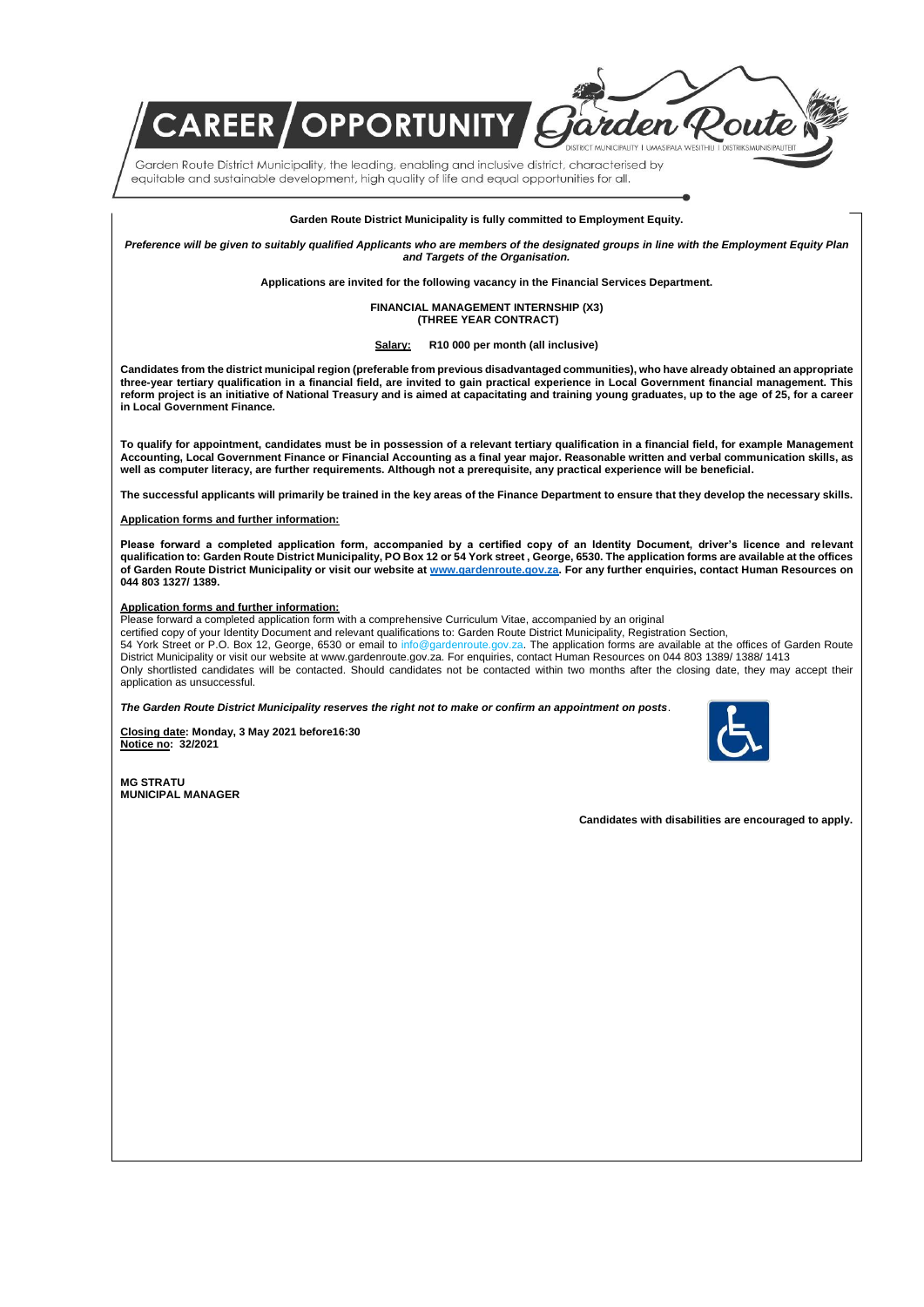# CAREER / OPPORTUNITY

Garden Route District Municipality, the leading, enabling and inclusive district, characterised by equitable and sustainable development, high quality of life and equal opportunities for all.

**Garden Route District Municipality is fully committed to Employment Equity.**

***Preference will be given to suitably qualified Applicants who are members of the designated groups in line with the Employment Equity Plan and Targets of the Organisation.***

**Applications are invited for the following vacancy in the Financial Services Department.**

**FINANCIAL MANAGEMENT INTERNSHIP (X3)**
**(THREE YEAR CONTRACT)**

**Salary: R10 000 per month (all inclusive)**

**Candidates from the district municipal region (preferable from previous disadvantaged communities), who have already obtained an appropriate three-year tertiary qualification in a financial field, are invited to gain practical experience in Local Government financial management. This reform project is an initiative of National Treasury and is aimed at capacitating and training young graduates, up to the age of 25, for a career in Local Government Finance.**

**To qualify for appointment, candidates must be in possession of a relevant tertiary qualification in a financial field, for example Management Accounting, Local Government Finance or Financial Accounting as a final year major. Reasonable written and verbal communication skills, as well as computer literacy, are further requirements. Although not a prerequisite, any practical experience will be beneficial.**

**The successful applicants will primarily be trained in the key areas of the Finance Department to ensure that they develop the necessary skills.**

**Application forms and further information:**

**Please forward a completed application form, accompanied by a certified copy of an Identity Document, driver's licence and relevant qualification to: Garden Route District Municipality, PO Box 12 or 54 York street , George, 6530. The application forms are available at the offices of Garden Route District Municipality or visit our website at www.gardenroute.gov.za. For any further enquiries, contact Human Resources on 044 803 1327/ 1389.**

**Application forms and further information:**

Please forward a completed application form with a comprehensive Curriculum Vitae, accompanied by an original certified copy of your Identity Document and relevant qualifications to: Garden Route District Municipality, Registration Section, 54 York Street or P.O. Box 12, George, 6530 or email to info@gardenroute.gov.za. The application forms are available at the offices of Garden Route District Municipality or visit our website at www.gardenroute.gov.za. For enquiries, contact Human Resources on 044 803 1389/ 1388/ 1413

Only shortlisted candidates will be contacted. Should candidates not be contacted within two months after the closing date, they may accept their application as unsuccessful.

***The Garden Route District Municipality reserves the right not to make or confirm an appointment on posts***.

**Closing date: Monday, 3 May 2021 before16:30**
**Notice no: 32/2021**

**MG STRATU**
**MUNICIPAL MANAGER**

**Candidates with disabilities are encouraged to apply.**